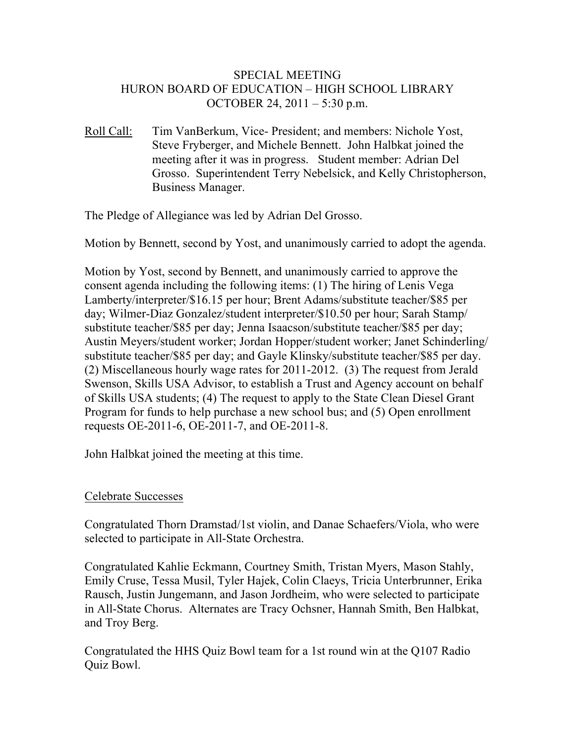# SPECIAL MEETING
# HURON BOARD OF EDUCATION – HIGH SCHOOL LIBRARY
# OCTOBER 24, 2011 – 5:30 p.m.

Roll Call: Tim VanBerkum, Vice- President; and members: Nichole Yost, Steve Fryberger, and Michele Bennett. John Halbkat joined the meeting after it was in progress. Student member: Adrian Del Grosso. Superintendent Terry Nebelsick, and Kelly Christopherson, Business Manager.

The Pledge of Allegiance was led by Adrian Del Grosso.

Motion by Bennett, second by Yost, and unanimously carried to adopt the agenda.

Motion by Yost, second by Bennett, and unanimously carried to approve the consent agenda including the following items: (1) The hiring of Lenis Vega Lamberty/interpreter/$16.15 per hour; Brent Adams/substitute teacher/$85 per day; Wilmer-Diaz Gonzalez/student interpreter/$10.50 per hour; Sarah Stamp/ substitute teacher/$85 per day; Jenna Isaacson/substitute teacher/$85 per day; Austin Meyers/student worker; Jordan Hopper/student worker; Janet Schinderling/ substitute teacher/$85 per day; and Gayle Klinsky/substitute teacher/$85 per day. (2) Miscellaneous hourly wage rates for 2011-2012. (3) The request from Jerald Swenson, Skills USA Advisor, to establish a Trust and Agency account on behalf of Skills USA students; (4) The request to apply to the State Clean Diesel Grant Program for funds to help purchase a new school bus; and (5) Open enrollment requests OE-2011-6, OE-2011-7, and OE-2011-8.

John Halbkat joined the meeting at this time.

## Celebrate Successes

Congratulated Thorn Dramstad/1st violin, and Danae Schaefers/Viola, who were selected to participate in All-State Orchestra.

Congratulated Kahlie Eckmann, Courtney Smith, Tristan Myers, Mason Stahly, Emily Cruse, Tessa Musil, Tyler Hajek, Colin Claeys, Tricia Unterbrunner, Erika Rausch, Justin Jungemann, and Jason Jordheim, who were selected to participate in All-State Chorus. Alternates are Tracy Ochsner, Hannah Smith, Ben Halbkat, and Troy Berg.

Congratulated the HHS Quiz Bowl team for a 1st round win at the Q107 Radio Quiz Bowl.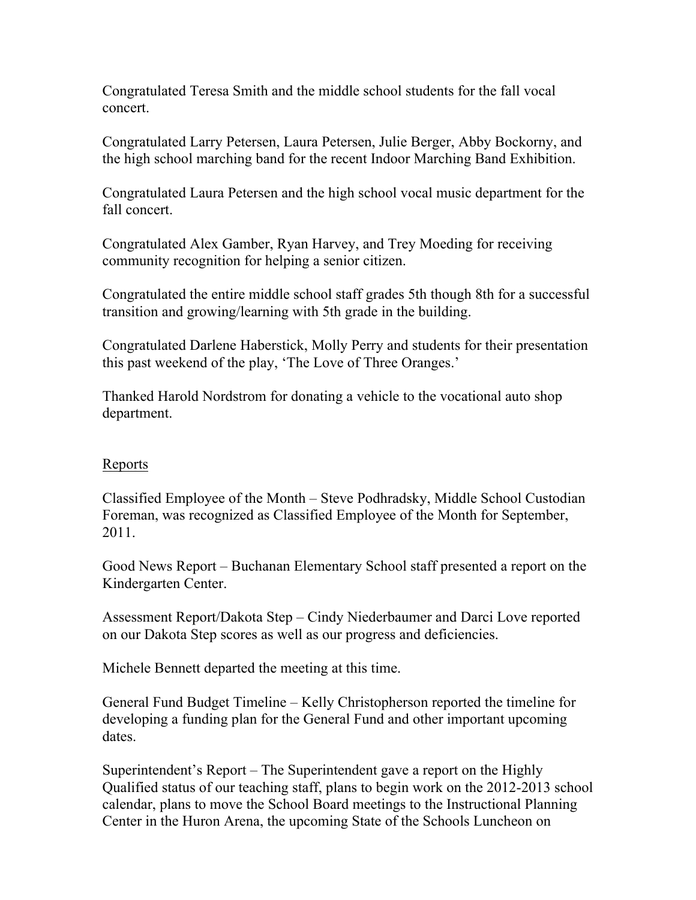Congratulated Teresa Smith and the middle school students for the fall vocal concert.

Congratulated Larry Petersen, Laura Petersen, Julie Berger, Abby Bockorny, and the high school marching band for the recent Indoor Marching Band Exhibition.

Congratulated Laura Petersen and the high school vocal music department for the fall concert.

Congratulated Alex Gamber, Ryan Harvey, and Trey Moeding for receiving community recognition for helping a senior citizen.

Congratulated the entire middle school staff grades 5th though 8th for a successful transition and growing/learning with 5th grade in the building.

Congratulated Darlene Haberstick, Molly Perry and students for their presentation this past weekend of the play, 'The Love of Three Oranges.'

Thanked Harold Nordstrom for donating a vehicle to the vocational auto shop department.

Reports

Classified Employee of the Month – Steve Podhradsky, Middle School Custodian Foreman, was recognized as Classified Employee of the Month for September, 2011.

Good News Report – Buchanan Elementary School staff presented a report on the Kindergarten Center.

Assessment Report/Dakota Step – Cindy Niederbaumer and Darci Love reported on our Dakota Step scores as well as our progress and deficiencies.

Michele Bennett departed the meeting at this time.

General Fund Budget Timeline – Kelly Christopherson reported the timeline for developing a funding plan for the General Fund and other important upcoming dates.

Superintendent's Report – The Superintendent gave a report on the Highly Qualified status of our teaching staff, plans to begin work on the 2012-2013 school calendar, plans to move the School Board meetings to the Instructional Planning Center in the Huron Arena, the upcoming State of the Schools Luncheon on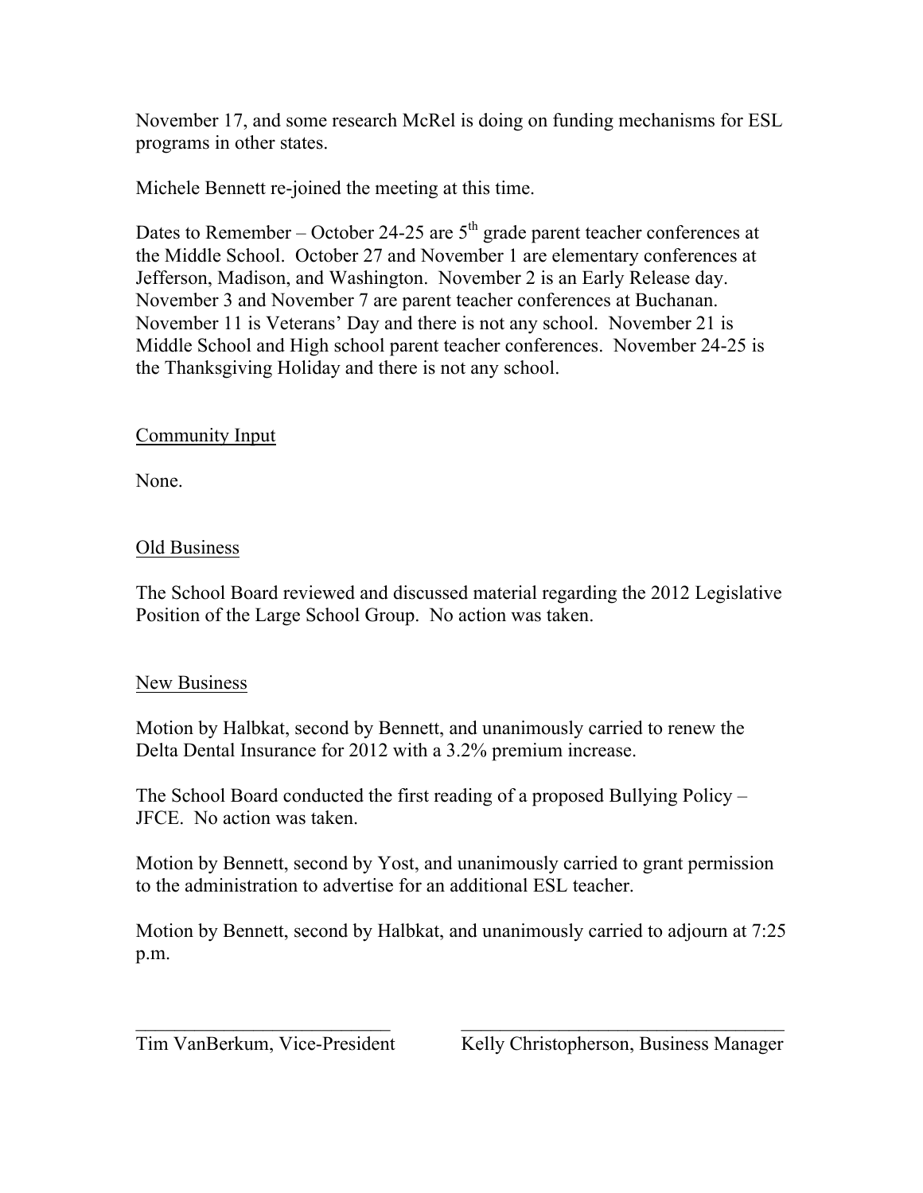November 17, and some research McRel is doing on funding mechanisms for ESL programs in other states.

Michele Bennett re-joined the meeting at this time.

Dates to Remember – October 24-25 are 5th grade parent teacher conferences at the Middle School. October 27 and November 1 are elementary conferences at Jefferson, Madison, and Washington. November 2 is an Early Release day. November 3 and November 7 are parent teacher conferences at Buchanan. November 11 is Veterans' Day and there is not any school. November 21 is Middle School and High school parent teacher conferences. November 24-25 is the Thanksgiving Holiday and there is not any school.

<u>Community Input</u>

None.

<u>Old Business</u>

The School Board reviewed and discussed material regarding the 2012 Legislative Position of the Large School Group. No action was taken.

<u>New Business</u>

Motion by Halbkat, second by Bennett, and unanimously carried to renew the Delta Dental Insurance for 2012 with a 3.2% premium increase.

The School Board conducted the first reading of a proposed Bullying Policy – JFCE. No action was taken.

Motion by Bennett, second by Yost, and unanimously carried to grant permission to the administration to advertise for an additional ESL teacher.

Motion by Bennett, second by Halbkat, and unanimously carried to adjourn at 7:25 p.m.

| | |
|---|---|
| ___________________________ | ___________________________________ |
| Tim VanBerkum, Vice-President | Kelly Christopherson, Business Manager |